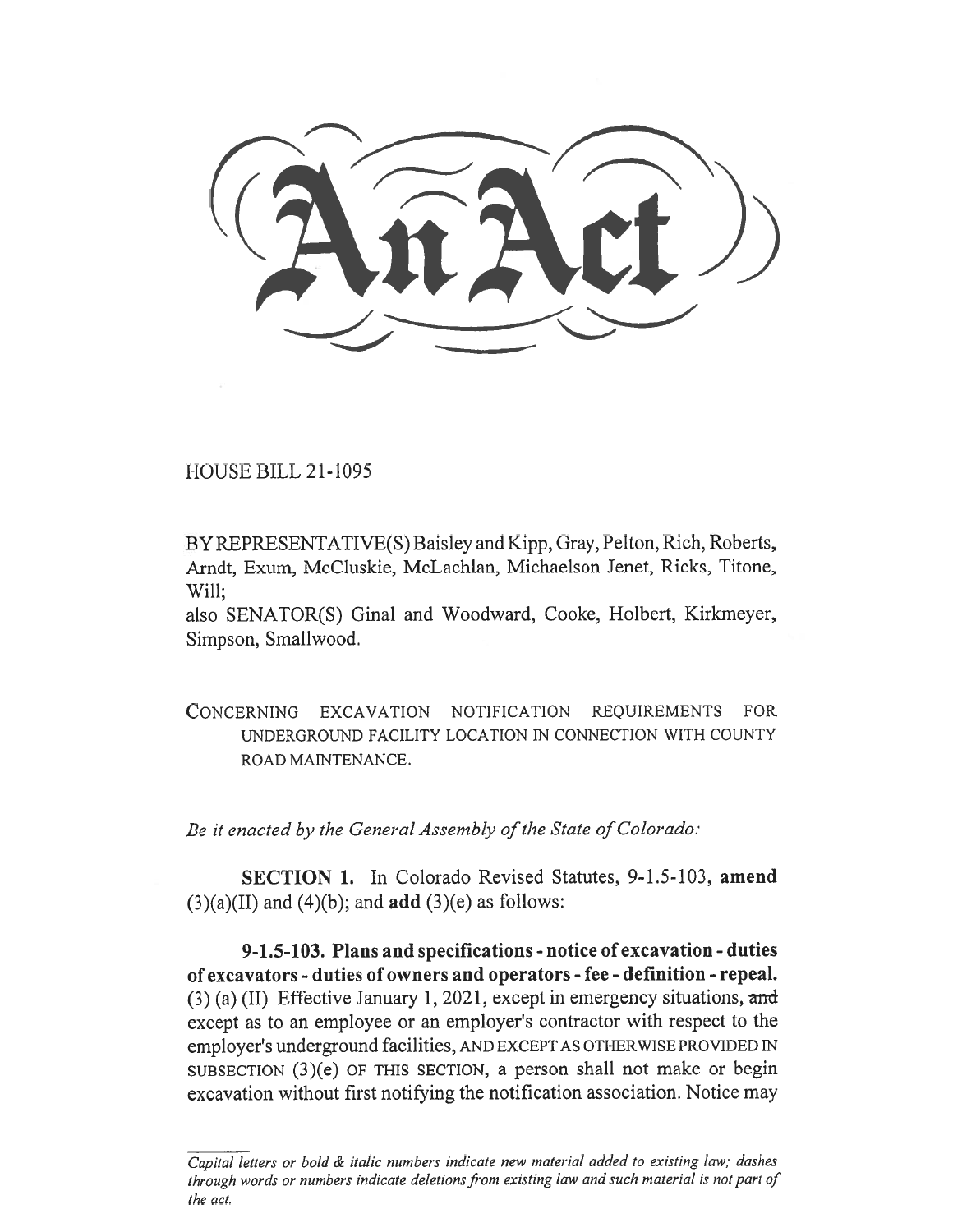# An Act

HOUSE BILL 21-1095

BY REPRESENTATIVE(S) Baisley and Kipp, Gray, Pelton, Rich, Roberts, Arndt, Exum, McCluskie, McLachlan, Michaelson Jenet, Ricks, Titone, Will;
also SENATOR(S) Ginal and Woodward, Cooke, Holbert, Kirkmeyer, Simpson, Smallwood.

CONCERNING EXCAVATION NOTIFICATION REQUIREMENTS FOR UNDERGROUND FACILITY LOCATION IN CONNECTION WITH COUNTY ROAD MAINTENANCE.

*Be it enacted by the General Assembly of the State of Colorado:*

**SECTION 1.** In Colorado Revised Statutes, 9-1.5-103, **amend** (3)(a)(II) and (4)(b); and **add** (3)(e) as follows:

**9-1.5-103. Plans and specifications - notice of excavation - duties of excavators - duties of owners and operators - fee - definition - repeal.** (3) (a) (II) Effective January 1, 2021, except in emergency situations, ~~and~~ except as to an employee or an employer's contractor with respect to the employer's underground facilities, AND EXCEPT AS OTHERWISE PROVIDED IN SUBSECTION (3)(e) OF THIS SECTION, a person shall not make or begin excavation without first notifying the notification association. Notice may

---

*Capital letters or bold & italic numbers indicate new material added to existing law; dashes through words or numbers indicate deletions from existing law and such material is not part of the act.*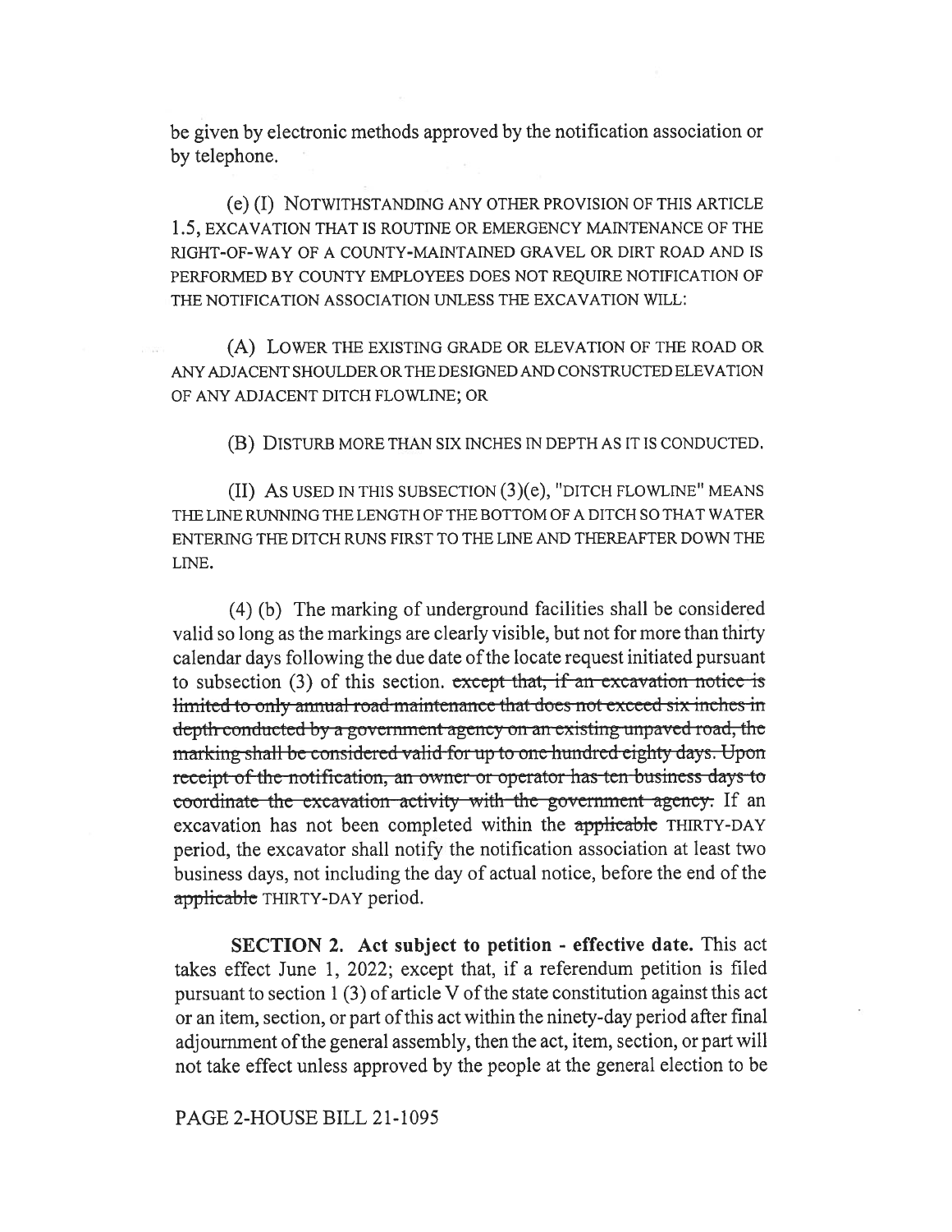be given by electronic methods approved by the notification association or by telephone.

(e) (I) NOTWITHSTANDING ANY OTHER PROVISION OF THIS ARTICLE 1.5, EXCAVATION THAT IS ROUTINE OR EMERGENCY MAINTENANCE OF THE RIGHT-OF-WAY OF A COUNTY-MAINTAINED GRAVEL OR DIRT ROAD AND IS PERFORMED BY COUNTY EMPLOYEES DOES NOT REQUIRE NOTIFICATION OF THE NOTIFICATION ASSOCIATION UNLESS THE EXCAVATION WILL:

(A) LOWER THE EXISTING GRADE OR ELEVATION OF THE ROAD OR ANY ADJACENT SHOULDER OR THE DESIGNED AND CONSTRUCTED ELEVATION OF ANY ADJACENT DITCH FLOWLINE; OR

(B) DISTURB MORE THAN SIX INCHES IN DEPTH AS IT IS CONDUCTED.

(II) AS USED IN THIS SUBSECTION (3)(e), "DITCH FLOWLINE" MEANS THE LINE RUNNING THE LENGTH OF THE BOTTOM OF A DITCH SO THAT WATER ENTERING THE DITCH RUNS FIRST TO THE LINE AND THEREAFTER DOWN THE LINE.

(4) (b) The marking of underground facilities shall be considered valid so long as the markings are clearly visible, but not for more than thirty calendar days following the due date of the locate request initiated pursuant to subsection (3) of this section. ~~except that, if an excavation notice is limited to only annual road maintenance that does not exceed six inches in depth conducted by a government agency on an existing unpaved road, the marking shall be considered valid for up to one hundred eighty days. Upon receipt of the notification, an owner or operator has ten business days to coordinate the excavation activity with the government agency.~~ If an excavation has not been completed within the ~~applicable~~ THIRTY-DAY period, the excavator shall notify the notification association at least two business days, not including the day of actual notice, before the end of the ~~applicable~~ THIRTY-DAY period.

**SECTION 2. Act subject to petition - effective date.** This act takes effect June 1, 2022; except that, if a referendum petition is filed pursuant to section 1 (3) of article V of the state constitution against this act or an item, section, or part of this act within the ninety-day period after final adjournment of the general assembly, then the act, item, section, or part will not take effect unless approved by the people at the general election to be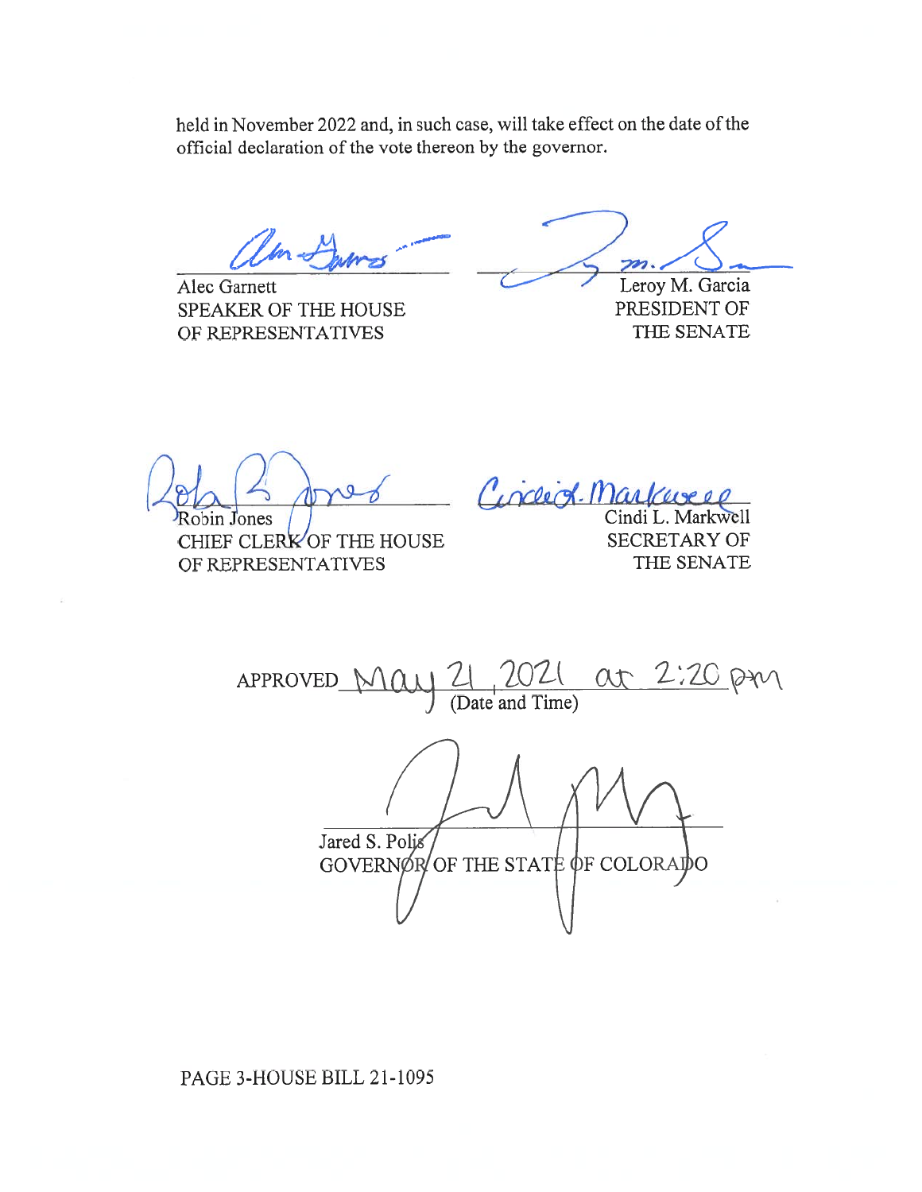held in November 2022 and, in such case, will take effect on the date of the official declaration of the vote thereon by the governor.

Alec Garnett
SPEAKER OF THE HOUSE
OF REPRESENTATIVES

Leroy M. Garcia
PRESIDENT OF
THE SENATE

Robin Jones
CHIEF CLERK OF THE HOUSE
OF REPRESENTATIVES

Cindi L. Markwell
SECRETARY OF
THE SENATE

APPROVED May 21, 2021 at 2:20 pm
(Date and Time)

Jared S. Polis
GOVERNOR OF THE STATE OF COLORADO

PAGE 3-HOUSE BILL 21-1095